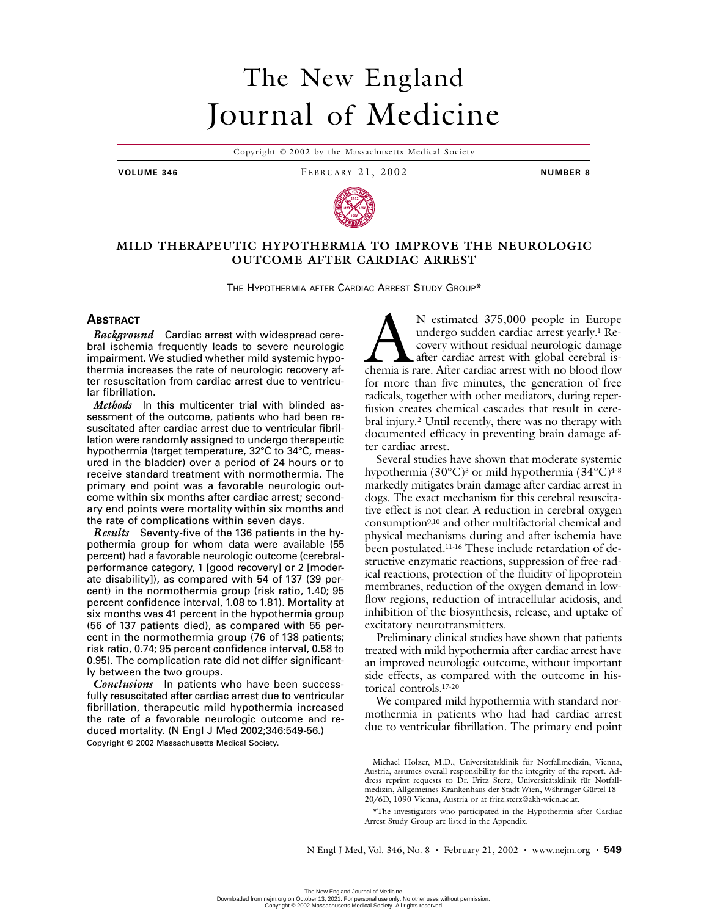# The New England Journal of Medicine

Copyright © 2002 by the Massachusetts Medical Society

**VOLUME 346** FEBRUARY 21, 2002 **NUMBER 8**

## MILD THERAPEUTIC HYPOTHERMIA TO IMPROVE THE NEUROLOGIC OUTCOME AFTER CARDIAC ARREST

THE HYPOTHERMIA AFTER CARDIAC ARREST STUDY GROUP*

### ABSTRACT

***Background*** Cardiac arrest with widespread cerebral ischemia frequently leads to severe neurologic impairment. We studied whether mild systemic hypothermia increases the rate of neurologic recovery after resuscitation from cardiac arrest due to ventricular fibrillation.

***Methods*** In this multicenter trial with blinded assessment of the outcome, patients who had been resuscitated after cardiac arrest due to ventricular fibrillation were randomly assigned to undergo therapeutic hypothermia (target temperature, 32°C to 34°C, measured in the bladder) over a period of 24 hours or to receive standard treatment with normothermia. The primary end point was a favorable neurologic outcome within six months after cardiac arrest; secondary end points were mortality within six months and the rate of complications within seven days.

***Results*** Seventy-five of the 136 patients in the hypothermia group for whom data were available (55 percent) had a favorable neurologic outcome (cerebral-performance category, 1 [good recovery] or 2 [moderate disability]), as compared with 54 of 137 (39 percent) in the normothermia group (risk ratio, 1.40; 95 percent confidence interval, 1.08 to 1.81). Mortality at six months was 41 percent in the hypothermia group (56 of 137 patients died), as compared with 55 percent in the normothermia group (76 of 138 patients; risk ratio, 0.74; 95 percent confidence interval, 0.58 to 0.95). The complication rate did not differ significantly between the two groups.

***Conclusions*** In patients who have been successfully resuscitated after cardiac arrest due to ventricular fibrillation, therapeutic mild hypothermia increased the rate of a favorable neurologic outcome and reduced mortality. (N Engl J Med 2002;346:549-56.)

Copyright © 2002 Massachusetts Medical Society.

AN estimated 375,000 people in Europe undergo sudden cardiac arrest yearly.[1] Recovery without residual neurologic damage after cardiac arrest with global cerebral ischemia is rare. After cardiac arrest with no blood flow for more than five minutes, the generation of free radicals, together with other mediators, during reperfusion creates chemical cascades that result in cerebral injury.[2] Until recently, there was no therapy with documented efficacy in preventing brain damage after cardiac arrest.

Several studies have shown that moderate systemic hypothermia (30°C)[3] or mild hypothermia (34°C)[4-8] markedly mitigates brain damage after cardiac arrest in dogs. The exact mechanism for this cerebral resuscitative effect is not clear. A reduction in cerebral oxygen consumption[9,10] and other multifactorial chemical and physical mechanisms during and after ischemia have been postulated.[11-16] These include retardation of destructive enzymatic reactions, suppression of free-radical reactions, protection of the fluidity of lipoprotein membranes, reduction of the oxygen demand in low-flow regions, reduction of intracellular acidosis, and inhibition of the biosynthesis, release, and uptake of excitatory neurotransmitters.

Preliminary clinical studies have shown that patients treated with mild hypothermia after cardiac arrest have an improved neurologic outcome, without important side effects, as compared with the outcome in historical controls.[17-20]

We compared mild hypothermia with standard normothermia in patients who had had cardiac arrest due to ventricular fibrillation. The primary end point

---

Michael Holzer, M.D., Universitätsklinik für Notfallmedizin, Vienna, Austria, assumes overall responsibility for the integrity of the report. Address reprint requests to Dr. Fritz Sterz, Universitätsklinik für Notfallmedizin, Allgemeines Krankenhaus der Stadt Wien, Währinger Gürtel 18–20/6D, 1090 Vienna, Austria or at fritz.sterz@akh-wien.ac.at.

*The investigators who participated in the Hypothermia after Cardiac Arrest Study Group are listed in the Appendix.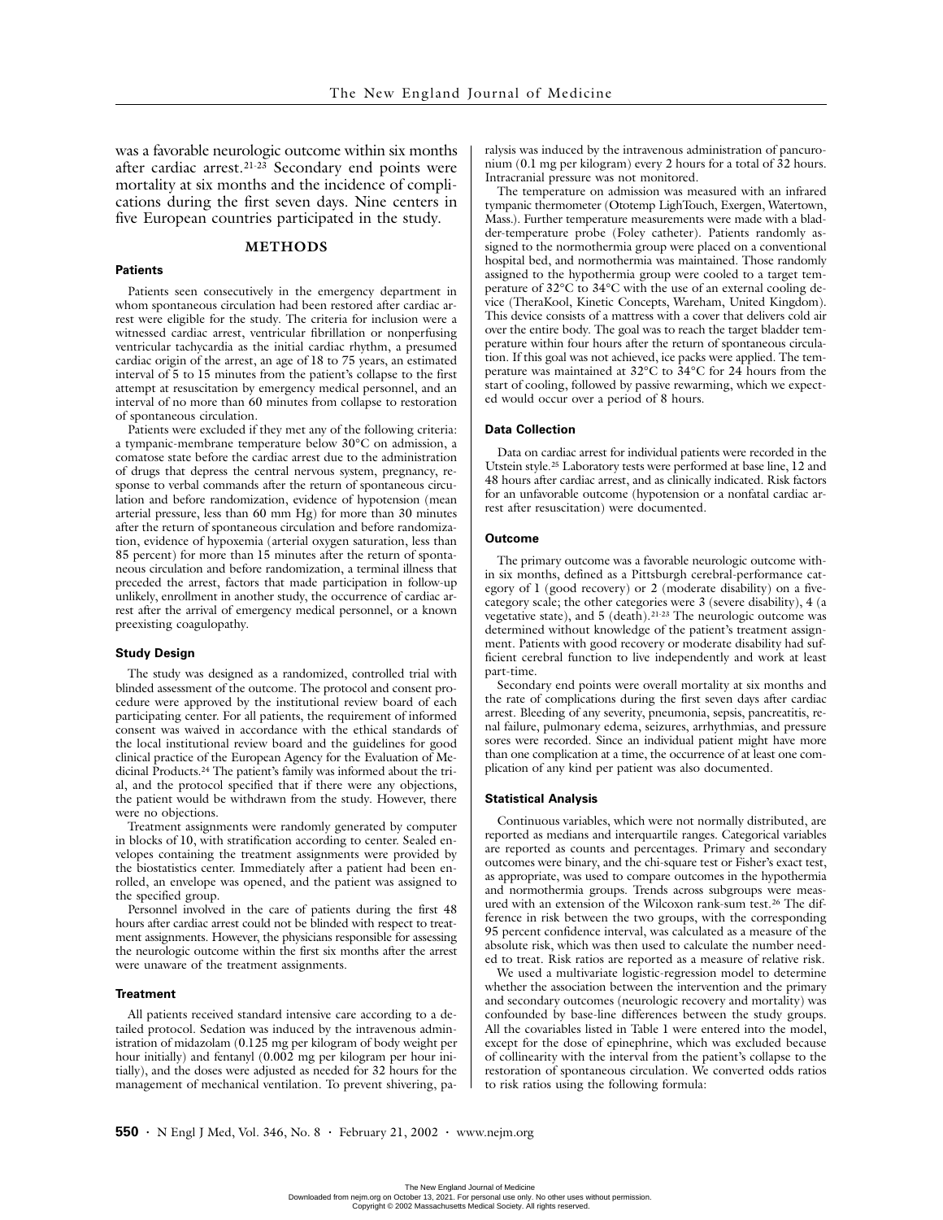was a favorable neurologic outcome within six months after cardiac arrest.[21-23] Secondary end points were mortality at six months and the incidence of complications during the first seven days. Nine centers in five European countries participated in the study.

## METHODS

### Patients

Patients seen consecutively in the emergency department in whom spontaneous circulation had been restored after cardiac arrest were eligible for the study. The criteria for inclusion were a witnessed cardiac arrest, ventricular fibrillation or nonperfusing ventricular tachycardia as the initial cardiac rhythm, a presumed cardiac origin of the arrest, an age of 18 to 75 years, an estimated interval of 5 to 15 minutes from the patient's collapse to the first attempt at resuscitation by emergency medical personnel, and an interval of no more than 60 minutes from collapse to restoration of spontaneous circulation.

Patients were excluded if they met any of the following criteria: a tympanic-membrane temperature below 30°C on admission, a comatose state before the cardiac arrest due to the administration of drugs that depress the central nervous system, pregnancy, response to verbal commands after the return of spontaneous circulation and before randomization, evidence of hypotension (mean arterial pressure, less than 60 mm Hg) for more than 30 minutes after the return of spontaneous circulation and before randomization, evidence of hypoxemia (arterial oxygen saturation, less than 85 percent) for more than 15 minutes after the return of spontaneous circulation and before randomization, a terminal illness that preceded the arrest, factors that made participation in follow-up unlikely, enrollment in another study, the occurrence of cardiac arrest after the arrival of emergency medical personnel, or a known preexisting coagulopathy.

### Study Design

The study was designed as a randomized, controlled trial with blinded assessment of the outcome. The protocol and consent procedure were approved by the institutional review board of each participating center. For all patients, the requirement of informed consent was waived in accordance with the ethical standards of the local institutional review board and the guidelines for good clinical practice of the European Agency for the Evaluation of Medicinal Products.[24] The patient's family was informed about the trial, and the protocol specified that if there were any objections, the patient would be withdrawn from the study. However, there were no objections.

Treatment assignments were randomly generated by computer in blocks of 10, with stratification according to center. Sealed envelopes containing the treatment assignments were provided by the biostatistics center. Immediately after a patient had been enrolled, an envelope was opened, and the patient was assigned to the specified group.

Personnel involved in the care of patients during the first 48 hours after cardiac arrest could not be blinded with respect to treatment assignments. However, the physicians responsible for assessing the neurologic outcome within the first six months after the arrest were unaware of the treatment assignments.

### Treatment

All patients received standard intensive care according to a detailed protocol. Sedation was induced by the intravenous administration of midazolam (0.125 mg per kilogram of body weight per hour initially) and fentanyl (0.002 mg per kilogram per hour initially), and the doses were adjusted as needed for 32 hours for the management of mechanical ventilation. To prevent shivering, paralysis was induced by the intravenous administration of pancuronium (0.1 mg per kilogram) every 2 hours for a total of 32 hours. Intracranial pressure was not monitored.

The temperature on admission was measured with an infrared tympanic thermometer (Ototemp LighTouch, Exergen, Watertown, Mass.). Further temperature measurements were made with a bladder-temperature probe (Foley catheter). Patients randomly assigned to the normothermia group were placed on a conventional hospital bed, and normothermia was maintained. Those randomly assigned to the hypothermia group were cooled to a target temperature of 32°C to 34°C with the use of an external cooling device (TheraKool, Kinetic Concepts, Wareham, United Kingdom). This device consists of a mattress with a cover that delivers cold air over the entire body. The goal was to reach the target bladder temperature within four hours after the return of spontaneous circulation. If this goal was not achieved, ice packs were applied. The temperature was maintained at 32°C to 34°C for 24 hours from the start of cooling, followed by passive rewarming, which we expected would occur over a period of 8 hours.

### Data Collection

Data on cardiac arrest for individual patients were recorded in the Utstein style.[25] Laboratory tests were performed at base line, 12 and 48 hours after cardiac arrest, and as clinically indicated. Risk factors for an unfavorable outcome (hypotension or a nonfatal cardiac arrest after resuscitation) were documented.

### Outcome

The primary outcome was a favorable neurologic outcome within six months, defined as a Pittsburgh cerebral-performance category of 1 (good recovery) or 2 (moderate disability) on a five-category scale; the other categories were 3 (severe disability), 4 (a vegetative state), and 5 (death).[21-23] The neurologic outcome was determined without knowledge of the patient's treatment assignment. Patients with good recovery or moderate disability had sufficient cerebral function to live independently and work at least part-time.

Secondary end points were overall mortality at six months and the rate of complications during the first seven days after cardiac arrest. Bleeding of any severity, pneumonia, sepsis, pancreatitis, renal failure, pulmonary edema, seizures, arrhythmias, and pressure sores were recorded. Since an individual patient might have more than one complication at a time, the occurrence of at least one complication of any kind per patient was also documented.

### Statistical Analysis

Continuous variables, which were not normally distributed, are reported as medians and interquartile ranges. Categorical variables are reported as counts and percentages. Primary and secondary outcomes were binary, and the chi-square test or Fisher's exact test, as appropriate, was used to compare outcomes in the hypothermia and normothermia groups. Trends across subgroups were measured with an extension of the Wilcoxon rank-sum test.[26] The difference in risk between the two groups, with the corresponding 95 percent confidence interval, was calculated as a measure of the absolute risk, which was then used to calculate the number needed to treat. Risk ratios are reported as a measure of relative risk.

We used a multivariate logistic-regression model to determine whether the association between the intervention and the primary and secondary outcomes (neurologic recovery and mortality) was confounded by base-line differences between the study groups. All the covariables listed in Table 1 were entered into the model, except for the dose of epinephrine, which was excluded because of collinearity with the interval from the patient's collapse to the restoration of spontaneous circulation. We converted odds ratios to risk ratios using the following formula: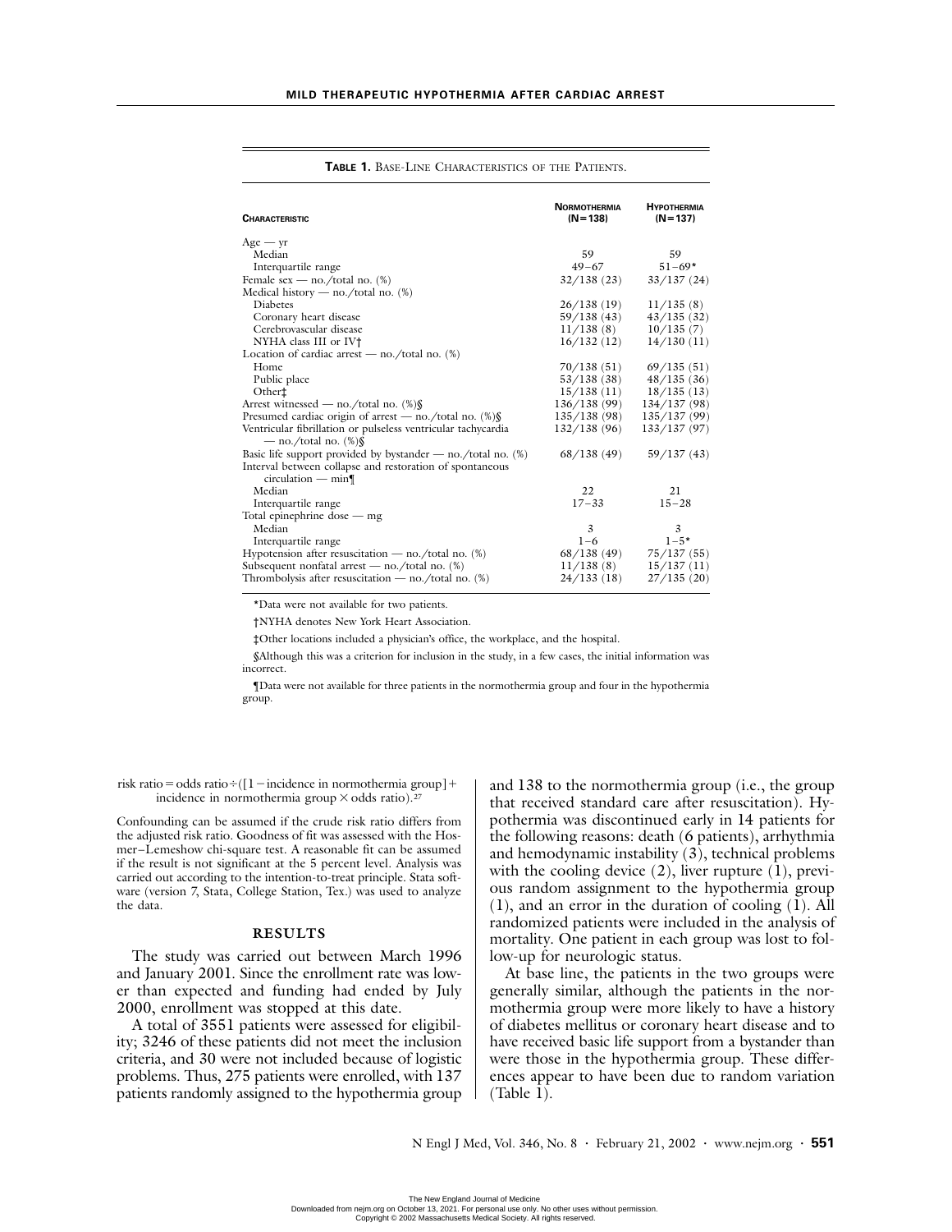**TABLE 1.** BASE-LINE CHARACTERISTICS OF THE PATIENTS.

| CHARACTERISTIC | NORMOTHERMIA (N=138) | HYPOTHERMIA (N=137) |
|---|---|---|
| Age — yr | | |
| Median | 59 | 59 |
| Interquartile range | 49–67 | 51–69* |
| Female sex — no./total no. (%) | 32/138 (23) | 33/137 (24) |
| Medical history — no./total no. (%) | | |
| Diabetes | 26/138 (19) | 11/135 (8) |
| Coronary heart disease | 59/138 (43) | 43/135 (32) |
| Cerebrovascular disease | 11/138 (8) | 10/135 (7) |
| NYHA class III or IV† | 16/132 (12) | 14/130 (11) |
| Location of cardiac arrest — no./total no. (%) | | |
| Home | 70/138 (51) | 69/135 (51) |
| Public place | 53/138 (38) | 48/135 (36) |
| Other‡ | 15/138 (11) | 18/135 (13) |
| Arrest witnessed — no./total no. (%)§ | 136/138 (99) | 134/137 (98) |
| Presumed cardiac origin of arrest — no./total no. (%)§ | 135/138 (98) | 135/137 (99) |
| Ventricular fibrillation or pulseless ventricular tachycardia — no./total no. (%)§ | 132/138 (96) | 133/137 (97) |
| Basic life support provided by bystander — no./total no. (%) | 68/138 (49) | 59/137 (43) |
| Interval between collapse and restoration of spontaneous circulation — min¶ | | |
| Median | 22 | 21 |
| Interquartile range | 17–33 | 15–28 |
| Total epinephrine dose — mg | | |
| Median | 3 | 3 |
| Interquartile range | 1–6 | 1–5* |
| Hypotension after resuscitation — no./total no. (%) | 68/138 (49) | 75/137 (55) |
| Subsequent nonfatal arrest — no./total no. (%) | 11/138 (8) | 15/137 (11) |
| Thrombolysis after resuscitation — no./total no. (%) | 24/133 (18) | 27/135 (20) |

*Data were not available for two patients.

†NYHA denotes New York Heart Association.

‡Other locations included a physician's office, the workplace, and the hospital.

§Although this was a criterion for inclusion in the study, in a few cases, the initial information was incorrect.

¶Data were not available for three patients in the normothermia group and four in the hypothermia group.

$$\text{risk ratio} = \text{odds ratio} \div ([1 - \text{incidence in normothermia group}] + \text{incidence in normothermia group} \times \text{odds ratio}).$$[27]

Confounding can be assumed if the crude risk ratio differs from the adjusted risk ratio. Goodness of fit was assessed with the Hosmer–Lemeshow chi-square test. A reasonable fit can be assumed if the result is not significant at the 5 percent level. Analysis was carried out according to the intention-to-treat principle. Stata software (version 7, Stata, College Station, Tex.) was used to analyze the data.

## RESULTS

The study was carried out between March 1996 and January 2001. Since the enrollment rate was lower than expected and funding had ended by July 2000, enrollment was stopped at this date.

A total of 3551 patients were assessed for eligibility; 3246 of these patients did not meet the inclusion criteria, and 30 were not included because of logistic problems. Thus, 275 patients were enrolled, with 137 patients randomly assigned to the hypothermia group and 138 to the normothermia group (i.e., the group that received standard care after resuscitation). Hypothermia was discontinued early in 14 patients for the following reasons: death (6 patients), arrhythmia and hemodynamic instability (3), technical problems with the cooling device (2), liver rupture (1), previous random assignment to the hypothermia group (1), and an error in the duration of cooling (1). All randomized patients were included in the analysis of mortality. One patient in each group was lost to follow-up for neurologic status.

At base line, the patients in the two groups were generally similar, although the patients in the normothermia group were more likely to have a history of diabetes mellitus or coronary heart disease and to have received basic life support from a bystander than were those in the hypothermia group. These differences appear to have been due to random variation (Table 1).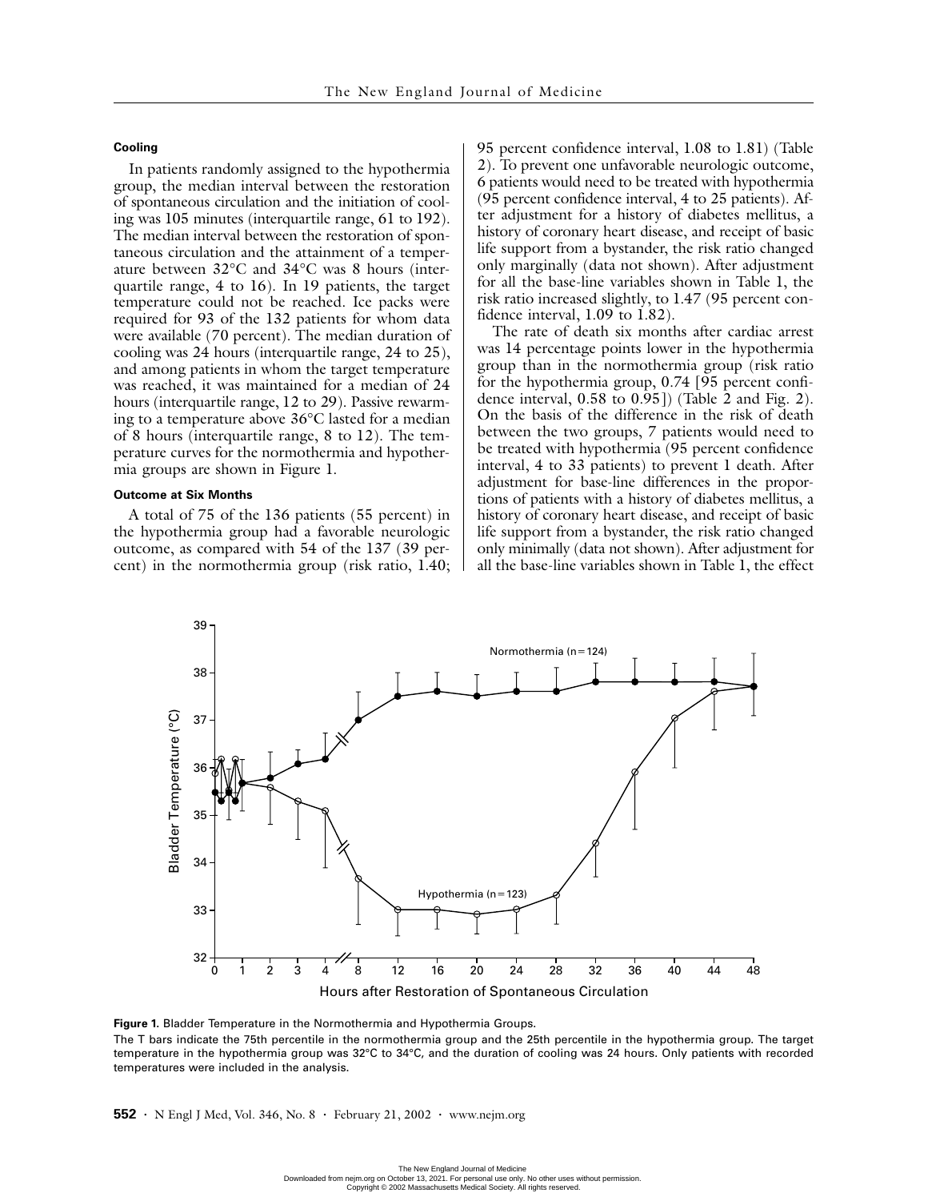### Cooling

In patients randomly assigned to the hypothermia group, the median interval between the restoration of spontaneous circulation and the initiation of cooling was 105 minutes (interquartile range, 61 to 192). The median interval between the restoration of spontaneous circulation and the attainment of a temperature between 32°C and 34°C was 8 hours (interquartile range, 4 to 16). In 19 patients, the target temperature could not be reached. Ice packs were required for 93 of the 132 patients for whom data were available (70 percent). The median duration of cooling was 24 hours (interquartile range, 24 to 25), and among patients in whom the target temperature was reached, it was maintained for a median of 24 hours (interquartile range, 12 to 29). Passive rewarming to a temperature above 36°C lasted for a median of 8 hours (interquartile range, 8 to 12). The temperature curves for the normothermia and hypothermia groups are shown in Figure 1.

### Outcome at Six Months

A total of 75 of the 136 patients (55 percent) in the hypothermia group had a favorable neurologic outcome, as compared with 54 of the 137 (39 percent) in the normothermia group (risk ratio, 1.40; 95 percent confidence interval, 1.08 to 1.81) (Table 2). To prevent one unfavorable neurologic outcome, 6 patients would need to be treated with hypothermia (95 percent confidence interval, 4 to 25 patients). After adjustment for a history of diabetes mellitus, a history of coronary heart disease, and receipt of basic life support from a bystander, the risk ratio changed only marginally (data not shown). After adjustment for all the base-line variables shown in Table 1, the risk ratio increased slightly, to 1.47 (95 percent confidence interval, 1.09 to 1.82).

The rate of death six months after cardiac arrest was 14 percentage points lower in the hypothermia group than in the normothermia group (risk ratio for the hypothermia group, 0.74 [95 percent confidence interval, 0.58 to 0.95]) (Table 2 and Fig. 2). On the basis of the difference in the risk of death between the two groups, 7 patients would need to be treated with hypothermia (95 percent confidence interval, 4 to 33 patients) to prevent 1 death. After adjustment for base-line differences in the proportions of patients with a history of diabetes mellitus, a history of coronary heart disease, and receipt of basic life support from a bystander, the risk ratio changed only minimally (data not shown). After adjustment for all the base-line variables shown in Table 1, the effect

**Figure 1.** Bladder Temperature in the Normothermia and Hypothermia Groups.

The T bars indicate the 75th percentile in the normothermia group and the 25th percentile in the hypothermia group. The target temperature in the hypothermia group was 32°C to 34°C, and the duration of cooling was 24 hours. Only patients with recorded temperatures were included in the analysis.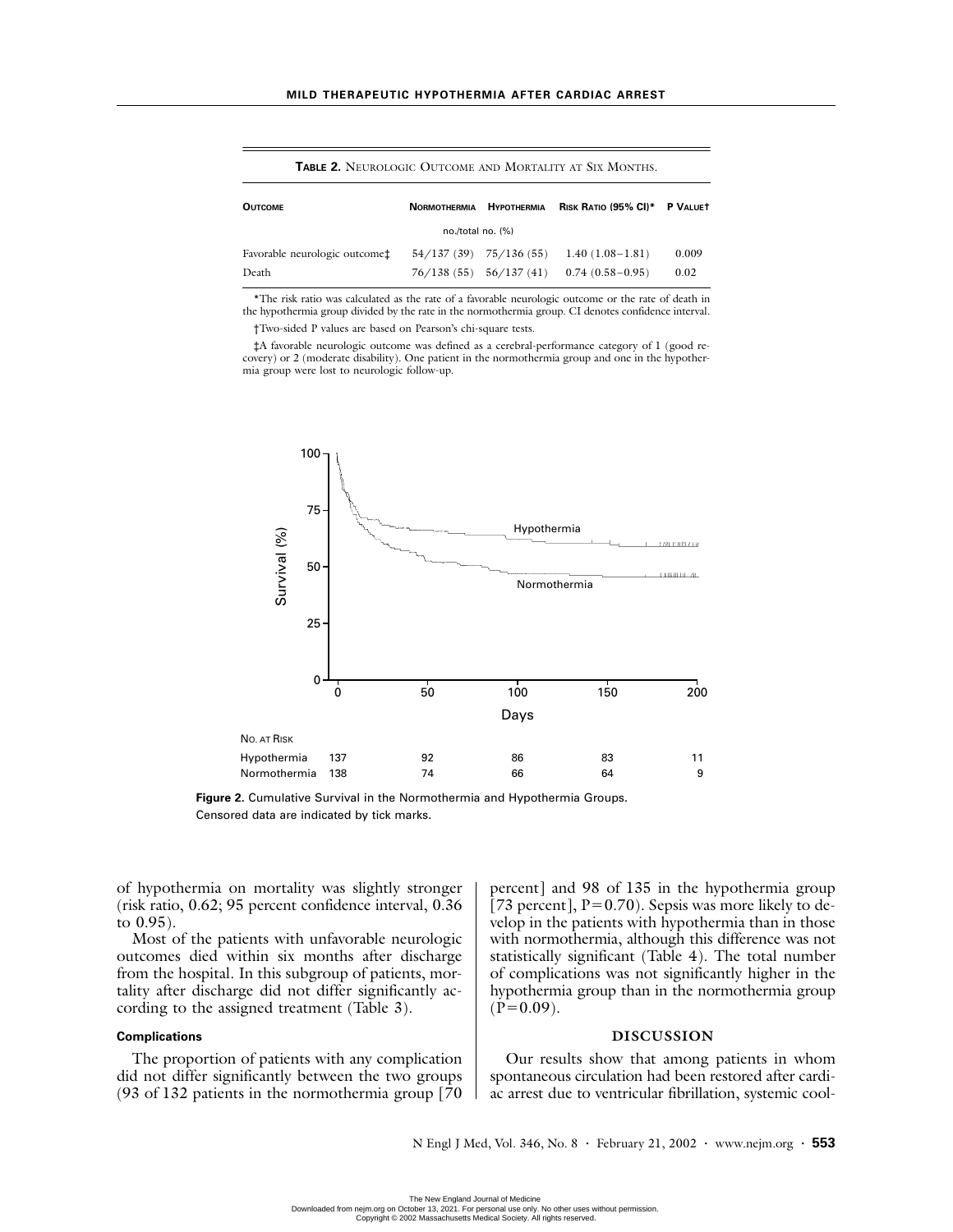**Table 2.** Neurologic Outcome and Mortality at Six Months.

| Outcome | Normothermia | Hypothermia | Risk Ratio (95% CI)* | P Value† |
|---|---|---|---|---|
| | no./total no. (%) | | | |
| Favorable neurologic outcome‡ | 54/137 (39) | 75/136 (55) | 1.40 (1.08–1.81) | 0.009 |
| Death | 76/138 (55) | 56/137 (41) | 0.74 (0.58–0.95) | 0.02 |

*The risk ratio was calculated as the rate of a favorable neurologic outcome or the rate of death in the hypothermia group divided by the rate in the normothermia group. CI denotes confidence interval.

†Two-sided P values are based on Pearson's chi-square tests.

‡A favorable neurologic outcome was defined as a cerebral-performance category of 1 (good recovery) or 2 (moderate disability). One patient in the normothermia group and one in the hypothermia group were lost to neurologic follow-up.

| No. at Risk | 0 | 50 | 100 | 150 | 200 |
|---|---|---|---|---|---|
| Hypothermia | 137 | 92 | 86 | 83 | 11 |
| Normothermia | 138 | 74 | 66 | 64 | 9 |

**Figure 2.** Cumulative Survival in the Normothermia and Hypothermia Groups. Censored data are indicated by tick marks.

of hypothermia on mortality was slightly stronger (risk ratio, 0.62; 95 percent confidence interval, 0.36 to 0.95).

Most of the patients with unfavorable neurologic outcomes died within six months after discharge from the hospital. In this subgroup of patients, mortality after discharge did not differ significantly according to the assigned treatment (Table 3).

#### Complications

The proportion of patients with any complication did not differ significantly between the two groups (93 of 132 patients in the normothermia group [70 percent] and 98 of 135 in the hypothermia group [73 percent], P=0.70). Sepsis was more likely to develop in the patients with hypothermia than in those with normothermia, although this difference was not statistically significant (Table 4). The total number of complications was not significantly higher in the hypothermia group than in the normothermia group (P=0.09).

## DISCUSSION

Our results show that among patients in whom spontaneous circulation had been restored after cardiac arrest due to ventricular fibrillation, systemic cool-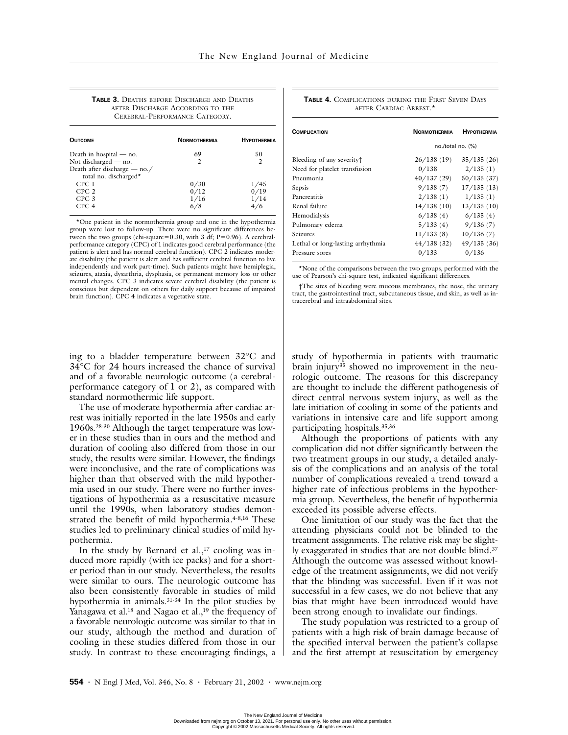**Table 3.** Deaths before Discharge and Deaths after Discharge According to the Cerebral-Performance Category.

| Outcome | Normothermia | Hypothermia |
|---|---|---|
| Death in hospital — no. | 69 | 50 |
| Not discharged — no. | 2 | 2 |
| Death after discharge — no./total no. discharged* | | |
| CPC 1 | 0/30 | 1/45 |
| CPC 2 | 0/12 | 0/19 |
| CPC 3 | 1/16 | 1/14 |
| CPC 4 | 6/8 | 4/6 |

*One patient in the normothermia group and one in the hypothermia group were lost to follow-up. There were no significant differences between the two groups (chi-square=0.30, with 3 df; P=0.96). A cerebral-performance category (CPC) of 1 indicates good cerebral performance (the patient is alert and has normal cerebral function). CPC 2 indicates moderate disability (the patient is alert and has sufficient cerebral function to live independently and work part-time). Such patients might have hemiplegia, seizures, ataxia, dysarthria, dysphasia, or permanent memory loss or other mental changes. CPC 3 indicates severe cerebral disability (the patient is conscious but dependent on others for daily support because of impaired brain function). CPC 4 indicates a vegetative state.

**Table 4.** Complications during the First Seven Days after Cardiac Arrest.*

| Complication | Normothermia | Hypothermia |
|---|---|---|
| | no./total no. (%) | |
| Bleeding of any severity† | 26/138 (19) | 35/135 (26) |
| Need for platelet transfusion | 0/138 | 2/135 (1) |
| Pneumonia | 40/137 (29) | 50/135 (37) |
| Sepsis | 9/138 (7) | 17/135 (13) |
| Pancreatitis | 2/138 (1) | 1/135 (1) |
| Renal failure | 14/138 (10) | 13/135 (10) |
| Hemodialysis | 6/138 (4) | 6/135 (4) |
| Pulmonary edema | 5/133 (4) | 9/136 (7) |
| Seizures | 11/133 (8) | 10/136 (7) |
| Lethal or long-lasting arrhythmia | 44/138 (32) | 49/135 (36) |
| Pressure sores | 0/133 | 0/136 |

*None of the comparisons between the two groups, performed with the use of Pearson's chi-square test, indicated significant differences.

†The sites of bleeding were mucous membranes, the nose, the urinary tract, the gastrointestinal tract, subcutaneous tissue, and skin, as well as intracerebral and intraabdominal sites.

ing to a bladder temperature between 32°C and 34°C for 24 hours increased the chance of survival and of a favorable neurologic outcome (a cerebral-performance category of 1 or 2), as compared with standard normothermic life support.

The use of moderate hypothermia after cardiac arrest was initially reported in the late 1950s and early 1960s.[28-30] Although the target temperature was lower in these studies than in ours and the method and duration of cooling also differed from those in our study, the results were similar. However, the findings were inconclusive, and the rate of complications was higher than that observed with the mild hypothermia used in our study. There were no further investigations of hypothermia as a resuscitative measure until the 1990s, when laboratory studies demonstrated the benefit of mild hypothermia.[4-8,16] These studies led to preliminary clinical studies of mild hypothermia.

In the study by Bernard et al.,[17] cooling was induced more rapidly (with ice packs) and for a shorter period than in our study. Nevertheless, the results were similar to ours. The neurologic outcome has also been consistently favorable in studies of mild hypothermia in animals.[31-34] In the pilot studies by Yanagawa et al.[18] and Nagao et al.,[19] the frequency of a favorable neurologic outcome was similar to that in our study, although the method and duration of cooling in these studies differed from those in our study. In contrast to these encouraging findings, a study of hypothermia in patients with traumatic brain injury[35] showed no improvement in the neurologic outcome. The reasons for this discrepancy are thought to include the different pathogenesis of direct central nervous system injury, as well as the late initiation of cooling in some of the patients and variations in intensive care and life support among participating hospitals.[35,36]

Although the proportions of patients with any complication did not differ significantly between the two treatment groups in our study, a detailed analysis of the complications and an analysis of the total number of complications revealed a trend toward a higher rate of infectious problems in the hypothermia group. Nevertheless, the benefit of hypothermia exceeded its possible adverse effects.

One limitation of our study was the fact that the attending physicians could not be blinded to the treatment assignments. The relative risk may be slightly exaggerated in studies that are not double blind.[37] Although the outcome was assessed without knowledge of the treatment assignments, we did not verify that the blinding was successful. Even if it was not successful in a few cases, we do not believe that any bias that might have been introduced would have been strong enough to invalidate our findings.

The study population was restricted to a group of patients with a high risk of brain damage because of the specified interval between the patient's collapse and the first attempt at resuscitation by emergency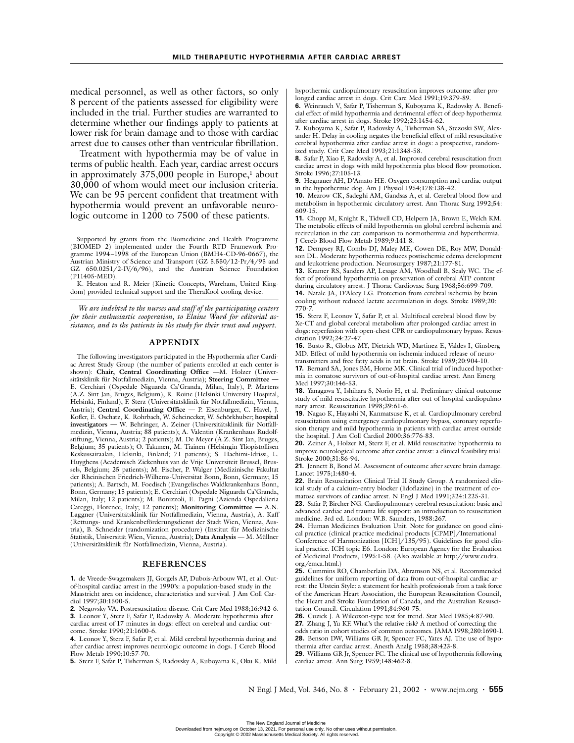medical personnel, as well as other factors, so only 8 percent of the patients assessed for eligibility were included in the trial. Further studies are warranted to determine whether our findings apply to patients at lower risk for brain damage and to those with cardiac arrest due to causes other than ventricular fibrillation.

Treatment with hypothermia may be of value in terms of public health. Each year, cardiac arrest occurs in approximately 375,000 people in Europe,[1] about 30,000 of whom would meet our inclusion criteria. We can be 95 percent confident that treatment with hypothermia would prevent an unfavorable neurologic outcome in 1200 to 7500 of these patients.

Supported by grants from the Biomedicine and Health Programme (BIOMED 2) implemented under the Fourth RTD Framework Programme 1994–1998 of the European Union (BMH4-CD-96-0667), the Austrian Ministry of Science and Transport (GZ 5.550/12-Pr/4/95 and GZ 650.0251/2-IV/6/96), and the Austrian Science Foundation (P11405-MED).

K. Heaton and R. Meier (Kinetic Concepts, Wareham, United Kingdom) provided technical support and the TheraKool cooling device.

*We are indebted to the nurses and staff of the participating centers for their enthusiastic cooperation, to Elaine Ward for editorial assistance, and to the patients in the study for their trust and support.*

## APPENDIX

The following investigators participated in the Hypothermia after Cardiac Arrest Study Group (the number of patients enrolled at each center is shown): **Chair, Central Coordinating Office** —M. Holzer (Universitätsklinik für Notfallmedizin, Vienna, Austria); **Steering Committee** — E. Cerchiari (Ospedale Niguarda Ca'Granda, Milan, Italy), P. Martens (A.Z. Sint Jan, Bruges, Belgium), R. Roine (Helsinki University Hospital, Helsinki, Finland), F. Sterz (Universitätsklinik für Notfallmedizin, Vienna, Austria); **Central Coordinating Office** — P. Eisenburger, C. Havel, J. Kofler, E. Oschatz, K. Rohrbach, W. Scheinecker, W. Schörkhuber; **hospital investigators** — W. Behringer, A. Zeiner (Universitätsklinik für Notfallmedizin, Vienna, Austria; 88 patients); A. Valentin (Krankenhaus Rudolfstiftung, Vienna, Austria; 2 patients); M. De Meyer (A.Z. Sint Jan, Bruges, Belgium; 35 patients); O. Takunen, M. Tiainen (Helsingin Yliopistollisen Keskussairaalan, Helsinki, Finland; 71 patients); S. Hachimi-Idrissi, L. Huyghens (Academisch Ziekenhuis van de Vrije Universiteit Brussel, Brussels, Belgium; 25 patients); M. Fischer, P. Walger (Medizinische Fakultat der Rheinischen Friedrich-Wilhems-Universitat Bonn, Bonn, Germany; 15 patients); A. Bartsch, M. Foedisch (Evangelisches Waldkrankenhaus Bonn, Bonn, Germany; 15 patients); E. Cerchiari (Ospedale Niguarda Ca'Granda, Milan, Italy; 12 patients); M. Bonizzoli, E. Pagni (Azienda Ospedalieria Careggi, Florence, Italy; 12 patients); **Monitoring Committee** — A.N. Laggner (Universitätsklinik für Notfallmedizin, Vienna, Austria), A. Kaff (Rettungs- und Krankenbeförderungsdienst der Stadt Wien, Vienna, Austria), B. Schneider (randomization procedure) (Institut für Medizinische Statistik, Universität Wien, Vienna, Austria); **Data Analysis** — M. Müllner (Universitätsklinik für Notfallmedizin, Vienna, Austria).

## REFERENCES

1. de Vreede-Swagemakers JJ, Gorgels AP, Dubois-Arbouw WI, et al. Out-of-hospital cardiac arrest in the 1990's: a population-based study in the Maastricht area on incidence, characteristics and survival. J Am Coll Cardiol 1997;30:1500-5.
2. Negovsky VA. Postresuscitation disease. Crit Care Med 1988;16:942-6.
3. Leonov Y, Sterz F, Safar P, Radovsky A. Moderate hypothermia after cardiac arrest of 17 minutes in dogs: effect on cerebral and cardiac outcome. Stroke 1990;21:1600-6.
4. Leonov Y, Sterz F, Safar P, et al. Mild cerebral hypothermia during and after cardiac arrest improves neurologic outcome in dogs. J Cereb Blood Flow Metab 1990;10:57-70.
5. Sterz F, Safar P, Tisherman S, Radovsky A, Kuboyama K, Oku K. Mild hypothermic cardiopulmonary resuscitation improves outcome after prolonged cardiac arrest in dogs. Crit Care Med 1991;19:379-89.
6. Weinrauch V, Safar P, Tisherman S, Kuboyama K, Radovsky A. Beneficial effect of mild hypothermia and detrimental effect of deep hypothermia after cardiac arrest in dogs. Stroke 1992;23:1454-62.
7. Kuboyama K, Safar P, Radovsky A, Tisherman SA, Stezoski SW, Alexander H. Delay in cooling negates the beneficial effect of mild resuscitative cerebral hypothermia after cardiac arrest in dogs: a prospective, randomized study. Crit Care Med 1993;21:1348-58.
8. Safar P, Xiao F, Radovsky A, et al. Improved cerebral resuscitation from cardiac arrest in dogs with mild hypothermia plus blood flow promotion. Stroke 1996;27:105-13.
9. Hegnauer AH, D'Amato HE. Oxygen consumption and cardiac output in the hypothermic dog. Am J Physiol 1954;178:138-42.
10. Mezrow CK, Sadeghi AM, Gandsas A, et al. Cerebral blood flow and metabolism in hypothermic circulatory arrest. Ann Thorac Surg 1992;54:609-15.
11. Chopp M, Knight R, Tidwell CD, Helpern JA, Brown E, Welch KM. The metabolic effects of mild hypothermia on global cerebral ischemia and recirculation in the cat: comparison to normothermia and hyperthermia. J Cereb Blood Flow Metab 1989;9:141-8.
12. Dempsey RJ, Combs DJ, Maley ME, Cowen DE, Roy MW, Donaldson DL. Moderate hypothermia reduces postischemic edema development and leukotriene production. Neurosurgery 1987;21:177-81.
13. Kramer RS, Sanders AP, Lesage AM, Woodhall B, Sealy WC. The effect of profound hypothermia on preservation of cerebral ATP content during circulatory arrest. J Thorac Cardiovasc Surg 1968;56:699-709.
14. Natale JA, D'Alecy LG. Protection from cerebral ischemia by brain cooling without reduced lactate accumulation in dogs. Stroke 1989;20:770-7.
15. Sterz F, Leonov Y, Safar P, et al. Multifocal cerebral blood flow by Xe-CT and global cerebral metabolism after prolonged cardiac arrest in dogs: reperfusion with open-chest CPR or cardiopulmonary bypass. Resuscitation 1992;24:27-47.
16. Busto R, Globus MY, Dietrich WD, Martinez E, Valdes I, Ginsberg MD. Effect of mild hypothermia on ischemia-induced release of neurotransmitters and free fatty acids in rat brain. Stroke 1989;20:904-10.
17. Bernard SA, Jones BM, Horne MK. Clinical trial of induced hypothermia in comatose survivors of out-of-hospital cardiac arrest. Ann Emerg Med 1997;30:146-53.
18. Yanagawa Y, Ishihara S, Norio H, et al. Preliminary clinical outcome study of mild resuscitative hypothermia after out-of-hospital cardiopulmonary arrest. Resuscitation 1998;39:61-6.
19. Nagao K, Hayashi N, Kanmatsuse K, et al. Cardiopulmonary cerebral resuscitation using emergency cardiopulmonary bypass, coronary reperfusion therapy and mild hypothermia in patients with cardiac arrest outside the hospital. J Am Coll Cardiol 2000;36:776-83.
20. Zeiner A, Holzer M, Sterz F, et al. Mild resuscitative hypothermia to improve neurological outcome after cardiac arrest: a clinical feasibility trial. Stroke 2000;31:86-94.
21. Jennett B, Bond M. Assessment of outcome after severe brain damage. Lancet 1975;1:480-4.
22. Brain Resuscitation Clinical Trial II Study Group. A randomized clinical study of a calcium-entry blocker (lidoflazine) in the treatment of comatose survivors of cardiac arrest. N Engl J Med 1991;324:1225-31.
23. Safar P, Bircher NG. Cardiopulmonary cerebral resuscitation: basic and advanced cardiac and trauma life support: an introduction to resuscitation medicine. 3rd ed. London: W.B. Saunders, 1988:267.
24. Human Medicines Evaluation Unit. Note for guidance on good clinical practice (clinical practice medicinal products [CPMP]/International Conference of Harmonization [ICH]/135/95). Guidelines for good clinical practice. ICH topic E6. London: European Agency for the Evaluation of Medicinal Products, 1995:1-58. (Also available at http://www.eudra.org/emea.html.)
25. Cummins RO, Chamberlain DA, Abramson NS, et al. Recommended guidelines for uniform reporting of data from out-of-hospital cardiac arrest: the Utstein Style: a statement for health professionals from a task force of the American Heart Association, the European Resuscitation Council, the Heart and Stroke Foundation of Canada, and the Australian Resuscitation Council. Circulation 1991;84:960-75.
26. Cuzick J. A Wilcoxon-type test for trend. Stat Med 1985;4:87-90.
27. Zhang J, Yu KF. What's the relative risk? A method of correcting the odds ratio in cohort studies of common outcomes. JAMA 1998;280:1690-1.
28. Benson DW, Williams GR Jr, Spencer FC, Yates AJ. The use of hypothermia after cardiac arrest. Anesth Analg 1958;38:423-8.
29. Williams GR Jr, Spencer FC. The clinical use of hypothermia following cardiac arrest. Ann Surg 1959;148:462-8.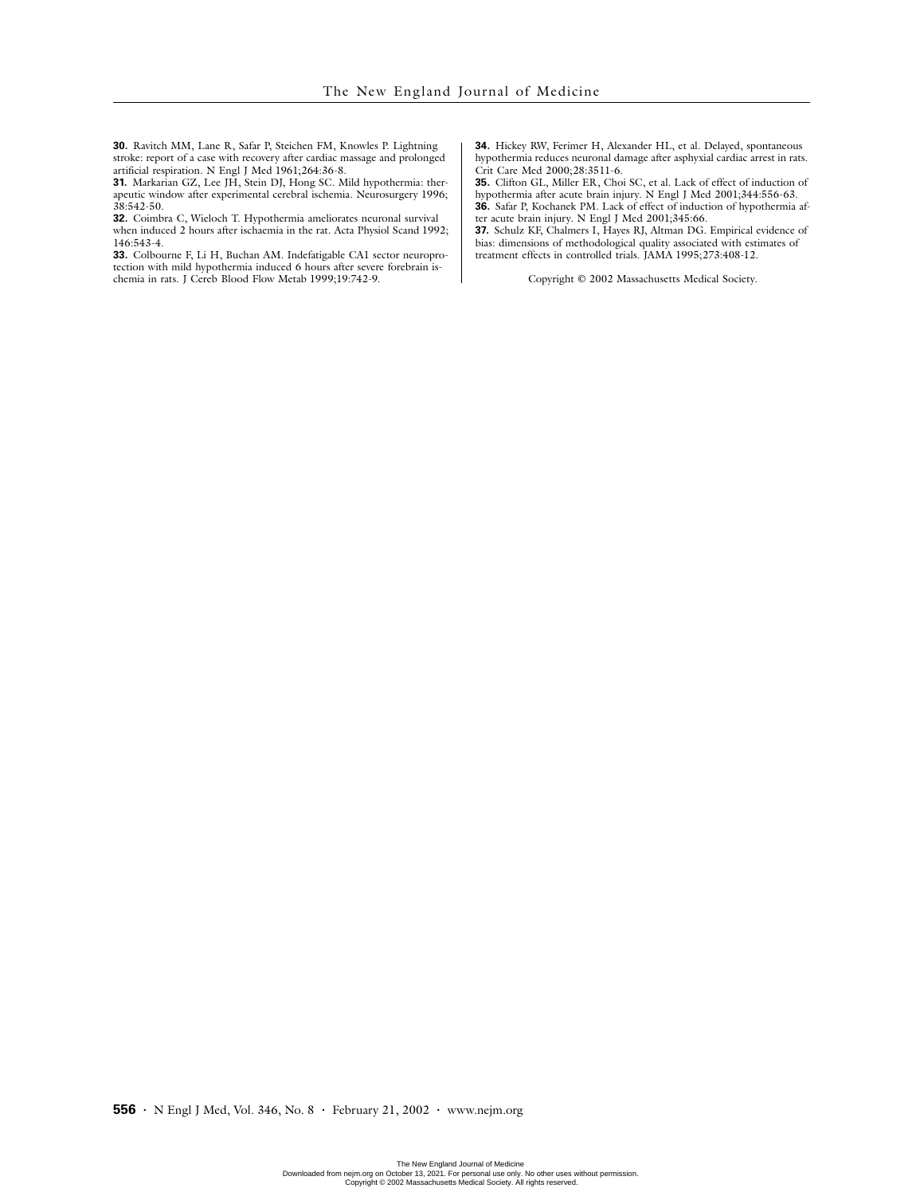**30.** Ravitch MM, Lane R, Safar P, Steichen FM, Knowles P. Lightning stroke: report of a case with recovery after cardiac massage and prolonged artificial respiration. N Engl J Med 1961;264:36-8.

**31.** Markarian GZ, Lee JH, Stein DJ, Hong SC. Mild hypothermia: therapeutic window after experimental cerebral ischemia. Neurosurgery 1996; 38:542-50.

**32.** Coimbra C, Wieloch T. Hypothermia ameliorates neuronal survival when induced 2 hours after ischaemia in the rat. Acta Physiol Scand 1992; 146:543-4.

**33.** Colbourne F, Li H, Buchan AM. Indefatigable CA1 sector neuroprotection with mild hypothermia induced 6 hours after severe forebrain ischemia in rats. J Cereb Blood Flow Metab 1999;19:742-9.

**34.** Hickey RW, Ferimer H, Alexander HL, et al. Delayed, spontaneous hypothermia reduces neuronal damage after asphyxial cardiac arrest in rats. Crit Care Med 2000;28:3511-6.

**35.** Clifton GL, Miller ER, Choi SC, et al. Lack of effect of induction of hypothermia after acute brain injury. N Engl J Med 2001;344:556-63.

**36.** Safar P, Kochanek PM. Lack of effect of induction of hypothermia after acute brain injury. N Engl J Med 2001;345:66.

**37.** Schulz KF, Chalmers I, Hayes RJ, Altman DG. Empirical evidence of bias: dimensions of methodological quality associated with estimates of treatment effects in controlled trials. JAMA 1995;273:408-12.

Copyright © 2002 Massachusetts Medical Society.